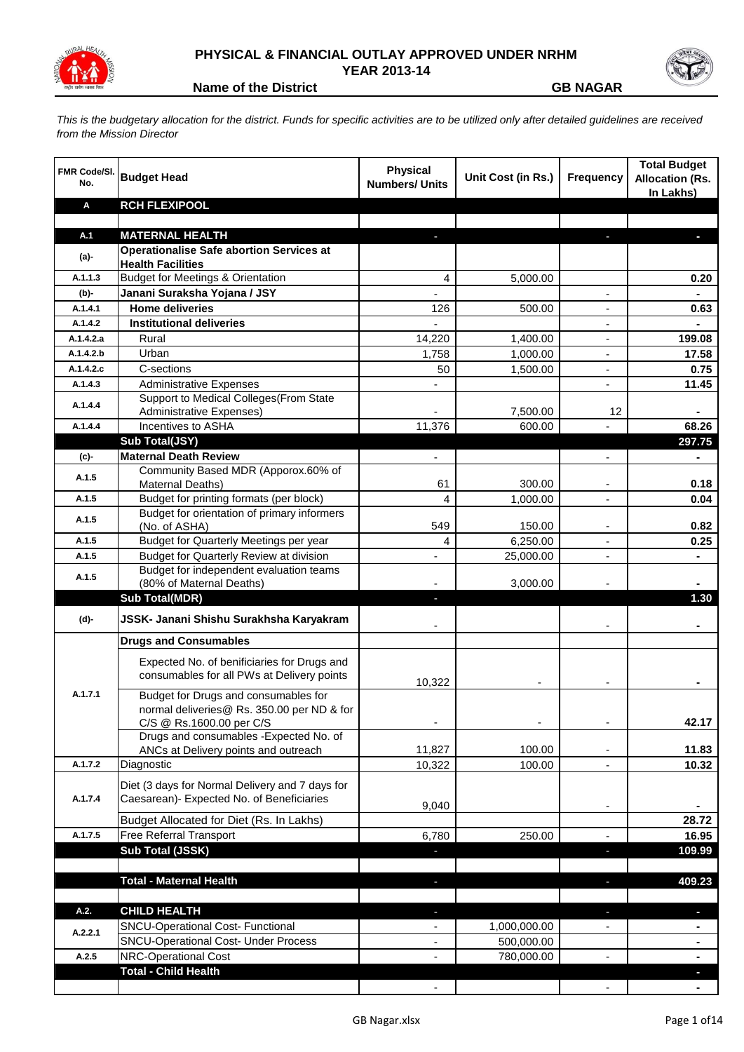# PHYSICAL & FINANCIAL OUTLAY APPROVED UNDER NRHM
## YEAR 2013-14

**Name of the District** **GB NAGAR**

*This is the budgetary allocation for the district. Funds for specific activities are to be utilized only after detailed guidelines are received from the Mission Director*

| FMR Code/Sl. No. | Budget Head | Physical Numbers/ Units | Unit Cost (in Rs.) | Frequency | Total Budget Allocation (Rs. In Lakhs) |
|---|---|---|---|---|---|
| **A** | **RCH FLEXIPOOL** | | | | |
| | | | | | |
| **A.1** | **MATERNAL HEALTH** | - | | - | - |
| **(a)-** | **Operationalise Safe abortion Services at Health Facilities** | | | | |
| A.1.1.3 | Budget for Meetings & Orientation | 4 | 5,000.00 | | 0.20 |
| **(b)-** | **Janani Suraksha Yojana / JSY** | - | | - | - |
| A.1.4.1 | **Home deliveries** | 126 | 500.00 | - | 0.63 |
| A.1.4.2 | **Institutional deliveries** | - | | - | - |
| A.1.4.2.a | Rural | 14,220 | 1,400.00 | - | 199.08 |
| A.1.4.2.b | Urban | 1,758 | 1,000.00 | - | 17.58 |
| A.1.4.2.c | C-sections | 50 | 1,500.00 | - | 0.75 |
| A.1.4.3 | Administrative Expenses | - | | - | 11.45 |
| A.1.4.4 | Support to Medical Colleges(From State Administrative Expenses) | - | 7,500.00 | 12 | - |
| A.1.4.4 | Incentives to ASHA | 11,376 | 600.00 | - | 68.26 |
| | **Sub Total(JSY)** | | | | **297.75** |
| **(c)-** | **Maternal Death Review** | - | | - | - |
| A.1.5 | Community Based MDR (Apporox.60% of Maternal Deaths) | 61 | 300.00 | - | 0.18 |
| A.1.5 | Budget for printing formats (per block) | 4 | 1,000.00 | - | 0.04 |
| A.1.5 | Budget for orientation of primary informers (No. of ASHA) | 549 | 150.00 | - | 0.82 |
| A.1.5 | Budget for Quarterly Meetings per year | 4 | 6,250.00 | - | 0.25 |
| A.1.5 | Budget for Quarterly Review at division | - | 25,000.00 | - | - |
| A.1.5 | Budget for independent evaluation teams (80% of Maternal Deaths) | - | 3,000.00 | - | - |
| | **Sub Total(MDR)** | - | | | **1.30** |
| **(d)-** | **JSSK- Janani Shishu Surakhsha Karyakram** | - | | - | - |
| | **Drugs and Consumables** | | | | |
| A.1.7.1 | Expected No. of benificiaries for Drugs and consumables for all PWs at Delivery points | 10,322 | - | - | - |
| | Budget for Drugs and consumables for normal deliveries@ Rs. 350.00 per ND & for C/S @ Rs.1600.00 per C/S | - | - | - | 42.17 |
| | Drugs and consumables -Expected No. of ANCs at Delivery points and outreach | 11,827 | 100.00 | - | 11.83 |
| A.1.7.2 | Diagnostic | 10,322 | 100.00 | - | 10.32 |
| A.1.7.4 | Diet (3 days for Normal Delivery and 7 days for Caesarean)- Expected No. of Beneficiaries | 9,040 | | - | - |
| | Budget Allocated for Diet (Rs. In Lakhs) | | | | 28.72 |
| A.1.7.5 | Free Referral Transport | 6,780 | 250.00 | - | 16.95 |
| | **Sub Total (JSSK)** | - | | - | **109.99** |
| | | | | | |
| | **Total - Maternal Health** | - | | - | **409.23** |
| | | | | | |
| **A.2.** | **CHILD HEALTH** | - | | - | - |
| A.2.2.1 | SNCU-Operational Cost- Functional | - | 1,000,000.00 | - | - |
| | SNCU-Operational Cost- Under Process | - | 500,000.00 | | - |
| A.2.5 | NRC-Operational Cost | - | 780,000.00 | - | - |
| | **Total - Child Health** | | | | - |
| | | - | | - | - |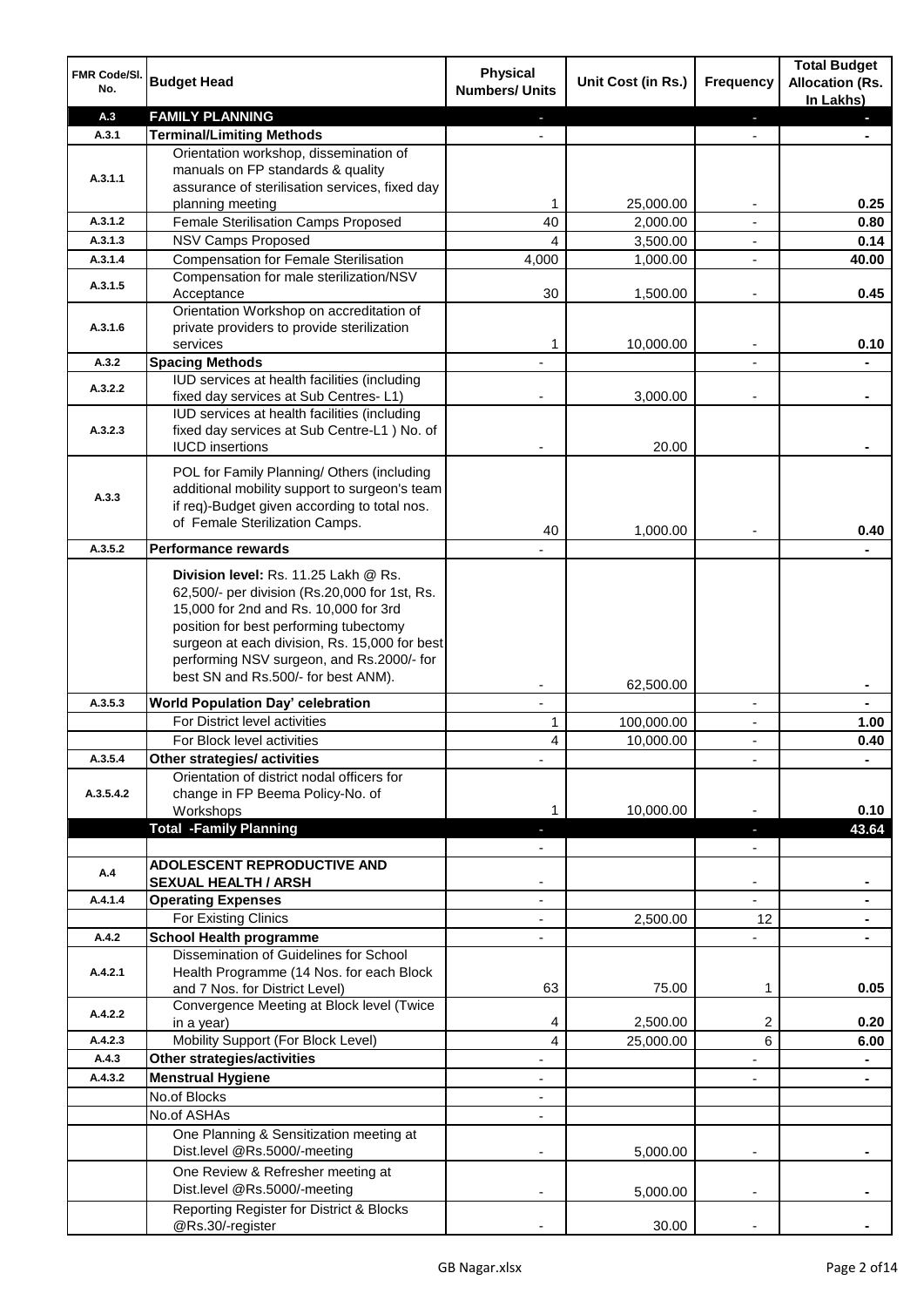| FMR Code/Sl. No. | Budget Head | Physical Numbers/ Units | Unit Cost (in Rs.) | Frequency | Total Budget Allocation (Rs. In Lakhs) |
|---|---|---|---|---|---|
| **A.3** | **FAMILY PLANNING** | - | | - | - |
| **A.3.1** | **Terminal/Limiting Methods** | - | | - | - |
| A.3.1.1 | Orientation workshop, dissemination of manuals on FP standards & quality assurance of sterilisation services, fixed day planning meeting | 1 | 25,000.00 | - | 0.25 |
| A.3.1.2 | Female Sterilisation Camps Proposed | 40 | 2,000.00 | - | 0.80 |
| A.3.1.3 | NSV Camps Proposed | 4 | 3,500.00 | - | 0.14 |
| A.3.1.4 | Compensation for Female Sterilisation | 4,000 | 1,000.00 | - | 40.00 |
| A.3.1.5 | Compensation for male sterilization/NSV Acceptance | 30 | 1,500.00 | - | 0.45 |
| A.3.1.6 | Orientation Workshop on accreditation of private providers to provide sterilization services | 1 | 10,000.00 | - | 0.10 |
| **A.3.2** | **Spacing Methods** | - | | - | - |
| A.3.2.2 | IUD services at health facilities (including fixed day services at Sub Centres- L1) | - | 3,000.00 | - | - |
| A.3.2.3 | IUD services at health facilities (including fixed day services at Sub Centre-L1 ) No. of IUCD insertions | - | 20.00 | | - |
| A.3.3 | POL for Family Planning/ Others (including additional mobility support to surgeon's team if req)-Budget given according to total nos. of Female Sterilization Camps. | 40 | 1,000.00 | - | 0.40 |
| **A.3.5.2** | **Performance rewards** | - | | | - |
| | **Division level:** Rs. 11.25 Lakh @ Rs. 62,500/- per division (Rs.20,000 for 1st, Rs. 15,000 for 2nd and Rs. 10,000 for 3rd position for best performing tubectomy surgeon at each division, Rs. 15,000 for best performing NSV surgeon, and Rs.2000/- for best SN and Rs.500/- for best ANM). | - | 62,500.00 | | - |
| **A.3.5.3** | **World Population Day' celebration** | - | | - | - |
| | For District level activities | 1 | 100,000.00 | - | 1.00 |
| | For Block level activities | 4 | 10,000.00 | - | 0.40 |
| **A.3.5.4** | **Other strategies/ activities** | - | | - | - |
| A.3.5.4.2 | Orientation of district nodal officers for change in FP Beema Policy-No. of Workshops | 1 | 10,000.00 | - | 0.10 |
| | **Total -Family Planning** | - | | - | **43.64** |
| | | - | | - | |
| **A.4** | **ADOLESCENT REPRODUCTIVE AND SEXUAL HEALTH / ARSH** | - | | - | - |
| **A.4.1.4** | **Operating Expenses** | - | | - | - |
| | For Existing Clinics | - | 2,500.00 | 12 | - |
| **A.4.2** | **School Health programme** | - | | - | - |
| A.4.2.1 | Dissemination of Guidelines for School Health Programme (14 Nos. for each Block and 7 Nos. for District Level) | 63 | 75.00 | 1 | 0.05 |
| A.4.2.2 | Convergence Meeting at Block level (Twice in a year) | 4 | 2,500.00 | 2 | 0.20 |
| A.4.2.3 | Mobility Support (For Block Level) | 4 | 25,000.00 | 6 | 6.00 |
| **A.4.3** | **Other strategies/activities** | - | | - | - |
| **A.4.3.2** | **Menstrual Hygiene** | - | | - | - |
| | No.of Blocks | - | | | |
| | No.of ASHAs | - | | | |
| | One Planning & Sensitization meeting at Dist.level @Rs.5000/-meeting | - | 5,000.00 | - | - |
| | One Review & Refresher meeting at Dist.level @Rs.5000/-meeting | - | 5,000.00 | - | - |
| | Reporting Register for District & Blocks @Rs.30/-register | - | 30.00 | - | - |

GB Nagar.xlsx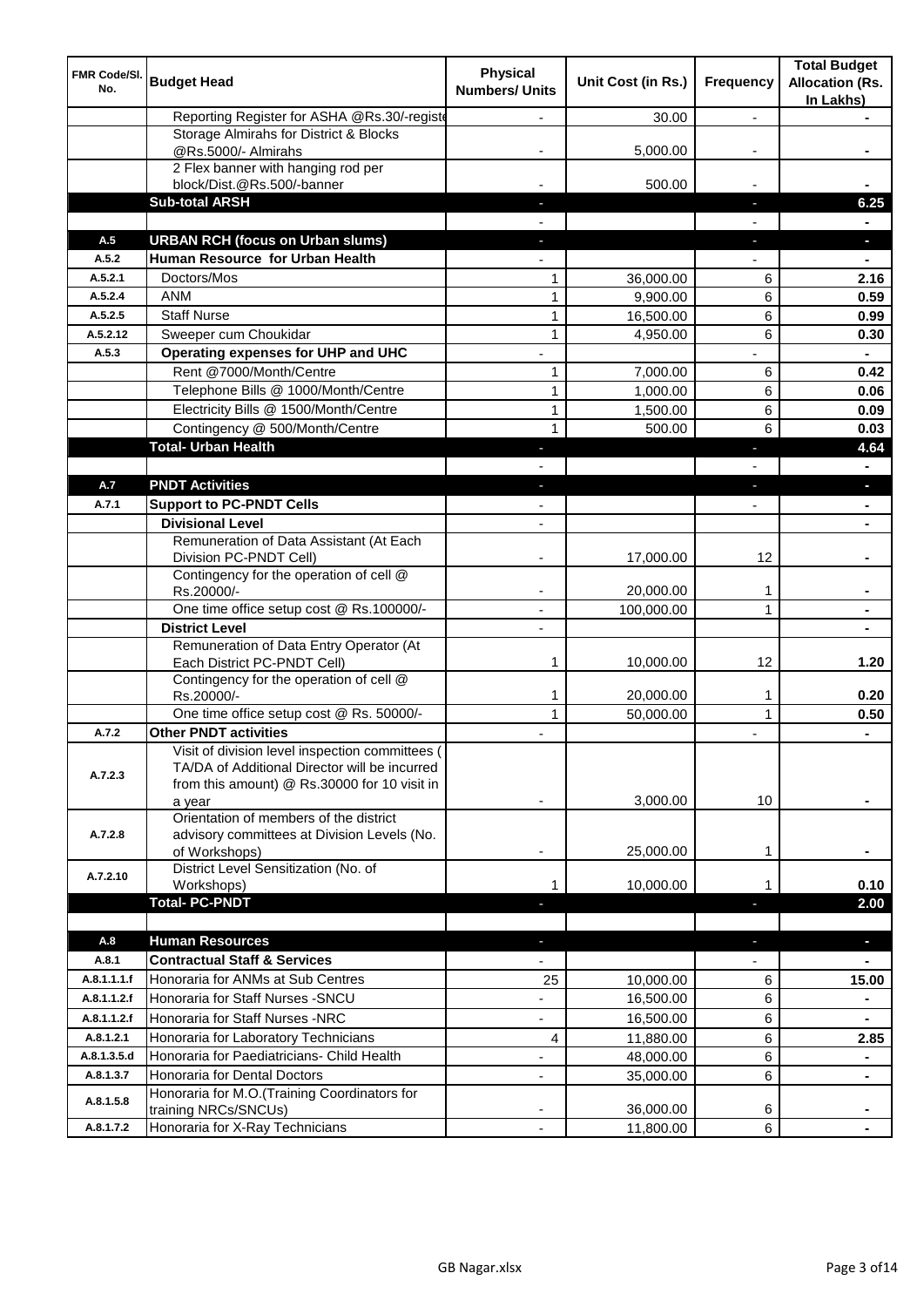| FMR Code/Sl. No. | Budget Head | Physical Numbers/ Units | Unit Cost (in Rs.) | Frequency | Total Budget Allocation (Rs. In Lakhs) |
|---|---|---|---|---|---|
| | Reporting Register for ASHA @Rs.30/-registe | - | 30.00 | - | - |
| | Storage Almirahs for District & Blocks @Rs.5000/- Almirahs | - | 5,000.00 | - | - |
| | 2 Flex banner with hanging rod per block/Dist.@Rs.500/-banner | - | 500.00 | - | - |
| | **Sub-total ARSH** | - | | - | **6.25** |
| | | - | | - | - |
| **A.5** | **URBAN RCH (focus on Urban slums)** | - | | - | - |
| **A.5.2** | **Human Resource for Urban Health** | - | | - | - |
| A.5.2.1 | Doctors/Mos | 1 | 36,000.00 | 6 | **2.16** |
| A.5.2.4 | ANM | 1 | 9,900.00 | 6 | **0.59** |
| A.5.2.5 | Staff Nurse | 1 | 16,500.00 | 6 | **0.99** |
| A.5.2.12 | Sweeper cum Choukidar | 1 | 4,950.00 | 6 | **0.30** |
| **A.5.3** | **Operating expenses for UHP and UHC** | - | | - | - |
| | Rent @7000/Month/Centre | 1 | 7,000.00 | 6 | **0.42** |
| | Telephone Bills @ 1000/Month/Centre | 1 | 1,000.00 | 6 | **0.06** |
| | Electricity Bills @ 1500/Month/Centre | 1 | 1,500.00 | 6 | **0.09** |
| | Contingency @ 500/Month/Centre | 1 | 500.00 | 6 | **0.03** |
| | **Total- Urban Health** | - | | - | **4.64** |
| | | - | | - | - |
| **A.7** | **PNDT Activities** | - | | - | - |
| **A.7.1** | **Support to PC-PNDT Cells** | - | | - | - |
| | **Divisional Level** | - | | | - |
| | Remuneration of Data Assistant (At Each Division PC-PNDT Cell) | - | 17,000.00 | 12 | - |
| | Contingency for the operation of cell @ Rs.20000/- | - | 20,000.00 | 1 | - |
| | One time office setup cost @ Rs.100000/- | - | 100,000.00 | 1 | - |
| | **District Level** | - | | | - |
| | Remuneration of Data Entry Operator (At Each District PC-PNDT Cell) | 1 | 10,000.00 | 12 | **1.20** |
| | Contingency for the operation of cell @ Rs.20000/- | 1 | 20,000.00 | 1 | **0.20** |
| | One time office setup cost @ Rs. 50000/- | 1 | 50,000.00 | 1 | **0.50** |
| **A.7.2** | **Other PNDT activities** | - | | - | - |
| A.7.2.3 | Visit of division level inspection committees ( TA/DA of Additional Director will be incurred from this amount) @ Rs.30000 for 10 visit in a year | - | 3,000.00 | 10 | - |
| A.7.2.8 | Orientation of members of the district advisory committees at Division Levels (No. of Workshops) | - | 25,000.00 | 1 | - |
| A.7.2.10 | District Level Sensitization (No. of Workshops) | 1 | 10,000.00 | 1 | **0.10** |
| | **Total- PC-PNDT** | - | | - | **2.00** |
| | | | | | |
| **A.8** | **Human Resources** | - | | - | - |
| **A.8.1** | **Contractual Staff & Services** | - | | - | - |
| A.8.1.1.1.f | Honoraria for ANMs at Sub Centres | 25 | 10,000.00 | 6 | **15.00** |
| A.8.1.1.2.f | Honoraria for Staff Nurses -SNCU | - | 16,500.00 | 6 | - |
| A.8.1.1.2.f | Honoraria for Staff Nurses -NRC | - | 16,500.00 | 6 | - |
| A.8.1.2.1 | Honoraria for Laboratory Technicians | 4 | 11,880.00 | 6 | **2.85** |
| A.8.1.3.5.d | Honoraria for Paediatricians- Child Health | - | 48,000.00 | 6 | - |
| A.8.1.3.7 | Honoraria for Dental Doctors | - | 35,000.00 | 6 | - |
| A.8.1.5.8 | Honoraria for M.O.(Training Coordinators for training NRCs/SNCUs) | - | 36,000.00 | 6 | - |
| A.8.1.7.2 | Honoraria for X-Ray Technicians | - | 11,800.00 | 6 | - |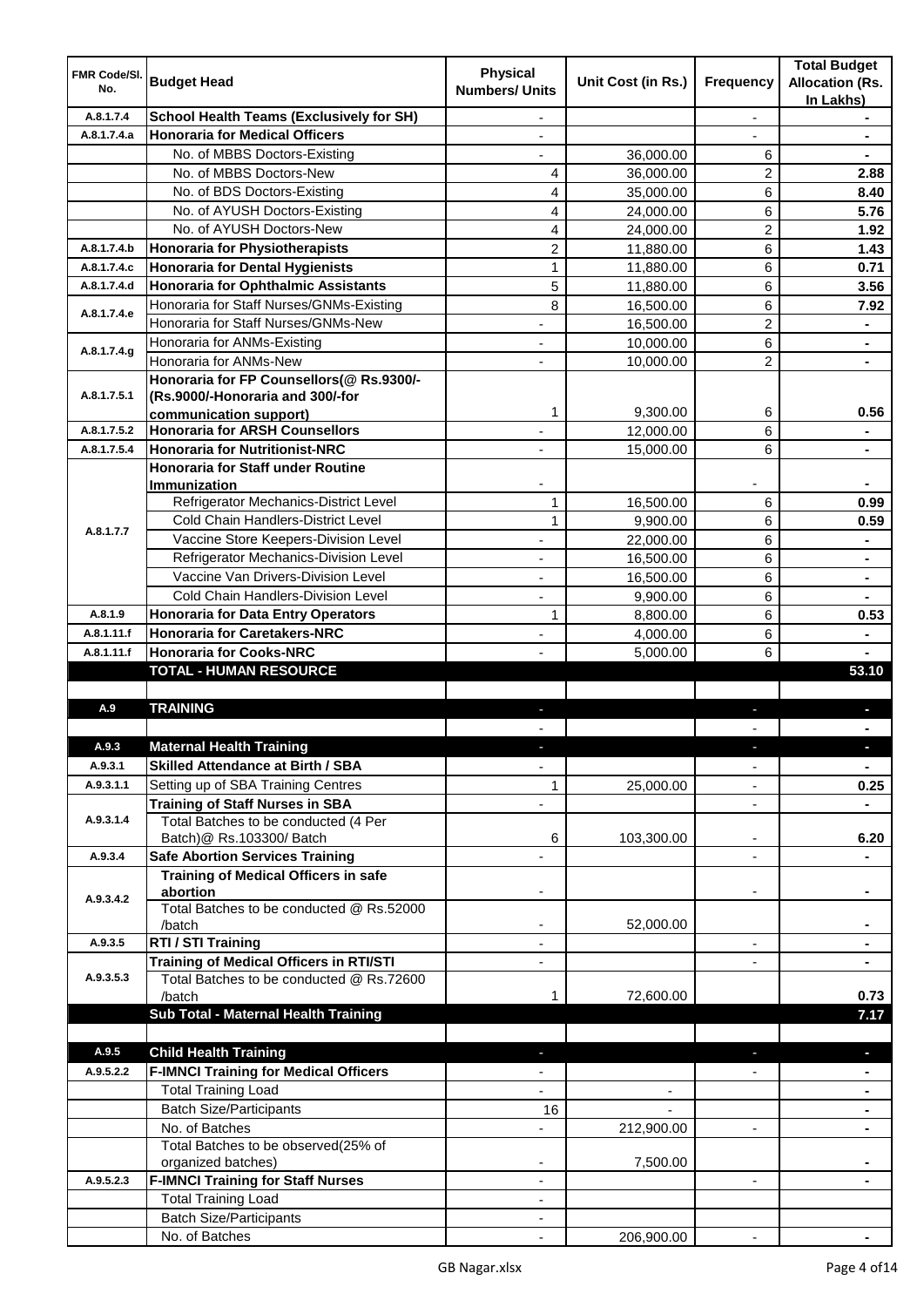| FMR Code/Sl. No. | Budget Head | Physical Numbers/ Units | Unit Cost (in Rs.) | Frequency | Total Budget Allocation (Rs. In Lakhs) |
|---|---|---|---|---|---|
| A.8.1.7.4 | **School Health Teams (Exclusively for SH)** | - | | - | - |
| A.8.1.7.4.a | **Honoraria for Medical Officers** | - | | - | - |
| | No. of MBBS Doctors-Existing | - | 36,000.00 | 6 | - |
| | No. of MBBS Doctors-New | 4 | 36,000.00 | 2 | **2.88** |
| | No. of BDS Doctors-Existing | 4 | 35,000.00 | 6 | **8.40** |
| | No. of AYUSH Doctors-Existing | 4 | 24,000.00 | 6 | **5.76** |
| | No. of AYUSH Doctors-New | 4 | 24,000.00 | 2 | **1.92** |
| A.8.1.7.4.b | **Honoraria for Physiotherapists** | 2 | 11,880.00 | 6 | **1.43** |
| A.8.1.7.4.c | **Honoraria for Dental Hygienists** | 1 | 11,880.00 | 6 | **0.71** |
| A.8.1.7.4.d | **Honoraria for Ophthalmic Assistants** | 5 | 11,880.00 | 6 | **3.56** |
| A.8.1.7.4.e | Honoraria for Staff Nurses/GNMs-Existing | 8 | 16,500.00 | 6 | **7.92** |
| | Honoraria for Staff Nurses/GNMs-New | - | 16,500.00 | 2 | - |
| A.8.1.7.4.g | Honoraria for ANMs-Existing | - | 10,000.00 | 6 | - |
| | Honoraria for ANMs-New | - | 10,000.00 | 2 | - |
| A.8.1.7.5.1 | **Honoraria for FP Counsellors(@ Rs.9300/- (Rs.9000/-Honoraria and 300/-for communication support)** | 1 | 9,300.00 | 6 | **0.56** |
| A.8.1.7.5.2 | **Honoraria for ARSH Counsellors** | - | 12,000.00 | 6 | - |
| A.8.1.7.5.4 | **Honoraria for Nutritionist-NRC** | - | 15,000.00 | 6 | - |
| A.8.1.7.7 | **Honoraria for Staff under Routine Immunization** | - | | - | - |
| | Refrigerator Mechanics-District Level | 1 | 16,500.00 | 6 | **0.99** |
| | Cold Chain Handlers-District Level | 1 | 9,900.00 | 6 | **0.59** |
| | Vaccine Store Keepers-Division Level | - | 22,000.00 | 6 | - |
| | Refrigerator Mechanics-Division Level | - | 16,500.00 | 6 | - |
| | Vaccine Van Drivers-Division Level | - | 16,500.00 | 6 | - |
| | Cold Chain Handlers-Division Level | - | 9,900.00 | 6 | - |
| A.8.1.9 | **Honoraria for Data Entry Operators** | 1 | 8,800.00 | 6 | **0.53** |
| A.8.1.11.f | **Honoraria for Caretakers-NRC** | - | 4,000.00 | 6 | - |
| A.8.1.11.f | **Honoraria for Cooks-NRC** | - | 5,000.00 | 6 | - |
| | **TOTAL - HUMAN RESOURCE** | | | | **53.10** |
| | | | | | |
| A.9 | **TRAINING** | - | | - | - |
| | | - | | - | - |
| A.9.3 | **Maternal Health Training** | - | | - | - |
| A.9.3.1 | **Skilled Attendance at Birth / SBA** | - | | - | - |
| A.9.3.1.1 | Setting up of SBA Training Centres | 1 | 25,000.00 | - | **0.25** |
| A.9.3.1.4 | **Training of Staff Nurses in SBA** | - | | - | - |
| | Total Batches to be conducted (4 Per Batch)@ Rs.103300/ Batch | 6 | 103,300.00 | - | **6.20** |
| A.9.3.4 | **Safe Abortion Services Training** | - | | - | - |
| A.9.3.4.2 | **Training of Medical Officers in safe abortion** | - | | - | - |
| | Total Batches to be conducted @ Rs.52000 /batch | - | 52,000.00 | | - |
| A.9.3.5 | **RTI / STI Training** | - | | - | - |
| A.9.3.5.3 | **Training of Medical Officers in RTI/STI** | - | | - | - |
| | Total Batches to be conducted @ Rs.72600 /batch | 1 | 72,600.00 | | **0.73** |
| | **Sub Total - Maternal Health Training** | | | | **7.17** |
| | | | | | |
| A.9.5 | **Child Health Training** | - | | - | - |
| A.9.5.2.2 | **F-IMNCI Training for Medical Officers** | - | | - | - |
| | Total Training Load | - | - | | - |
| | Batch Size/Participants | 16 | - | | - |
| | No. of Batches | - | 212,900.00 | - | - |
| | Total Batches to be observed(25% of organized batches) | - | 7,500.00 | | - |
| A.9.5.2.3 | **F-IMNCI Training for Staff Nurses** | - | | - | - |
| | Total Training Load | - | | | |
| | Batch Size/Participants | - | | | |
| | No. of Batches | - | 206,900.00 | - | - |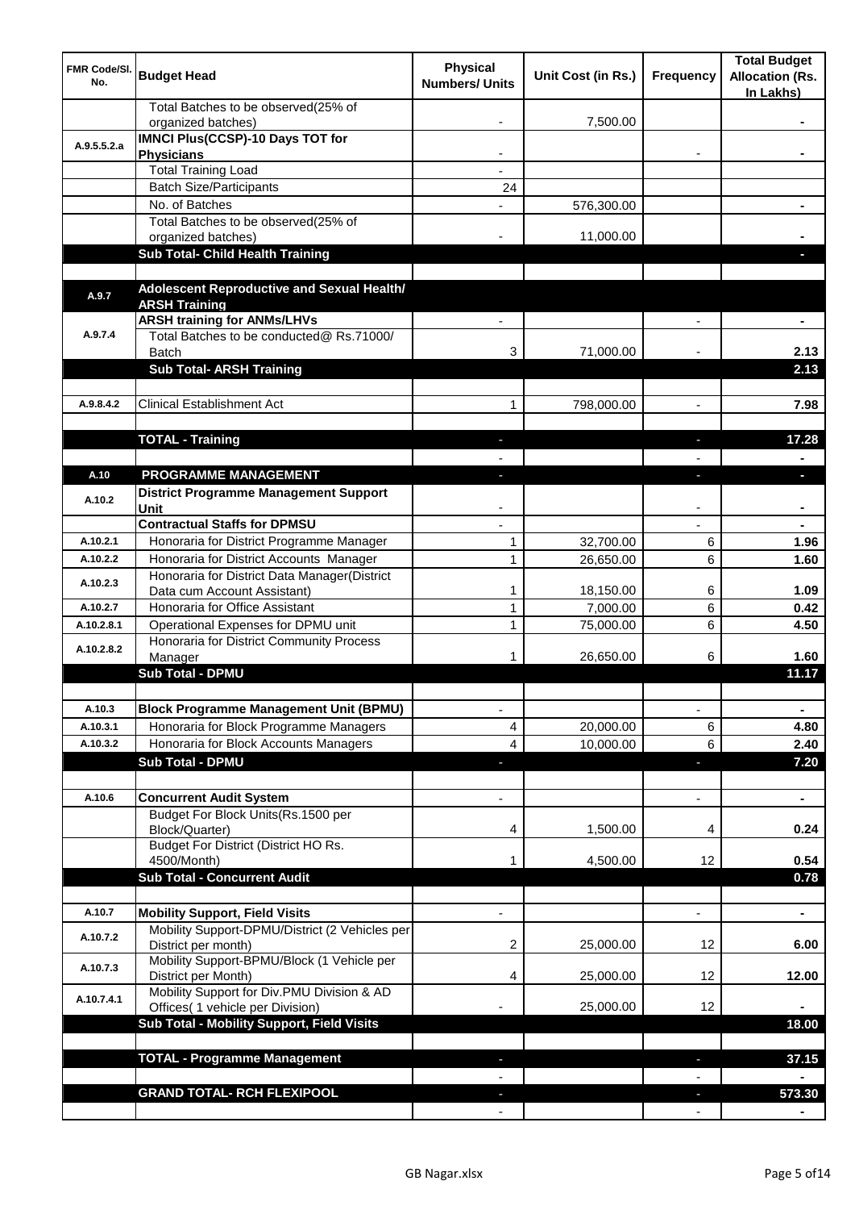| FMR Code/Sl. No. | Budget Head | Physical Numbers/ Units | Unit Cost (in Rs.) | Frequency | Total Budget Allocation (Rs. In Lakhs) |
|---|---|---|---|---|---|
| | Total Batches to be observed(25% of organized batches) | - | 7,500.00 | | - |
| A.9.5.5.2.a | **IMNCI Plus(CCSP)-10 Days TOT for Physicians** | - | | - | - |
| | Total Training Load | - | | | |
| | Batch Size/Participants | 24 | | | |
| | No. of Batches | - | 576,300.00 | | - |
| | Total Batches to be observed(25% of organized batches) | - | 11,000.00 | | - |
| | **Sub Total- Child Health Training** | | | | - |
| | | | | | |
| A.9.7 | **Adolescent Reproductive and Sexual Health/ ARSH Training** | | | | |
| A.9.7.4 | **ARSH training for ANMs/LHVs** | - | | - | - |
| | Total Batches to be conducted@ Rs.71000/ Batch | 3 | 71,000.00 | - | 2.13 |
| | **Sub Total- ARSH Training** | | | | **2.13** |
| | | | | | |
| A.9.8.4.2 | Clinical Establishment Act | 1 | 798,000.00 | - | **7.98** |
| | | | | | |
| | **TOTAL - Training** | - | | - | **17.28** |
| | | - | | - | - |
| A.10 | **PROGRAMME MANAGEMENT** | - | | - | - |
| A.10.2 | **District Programme Management Support Unit** | - | | - | - |
| | **Contractual Staffs for DPMSU** | - | | - | - |
| A.10.2.1 | Honoraria for District Programme Manager | 1 | 32,700.00 | 6 | **1.96** |
| A.10.2.2 | Honoraria for District Accounts Manager | 1 | 26,650.00 | 6 | **1.60** |
| A.10.2.3 | Honoraria for District Data Manager(District Data cum Account Assistant) | 1 | 18,150.00 | 6 | **1.09** |
| A.10.2.7 | Honoraria for Office Assistant | 1 | 7,000.00 | 6 | **0.42** |
| A.10.2.8.1 | Operational Expenses for DPMU unit | 1 | 75,000.00 | 6 | **4.50** |
| A.10.2.8.2 | Honoraria for District Community Process Manager | 1 | 26,650.00 | 6 | **1.60** |
| | **Sub Total - DPMU** | | | | **11.17** |
| | | | | | |
| A.10.3 | **Block Programme Management Unit (BPMU)** | - | | - | - |
| A.10.3.1 | Honoraria for Block Programme Managers | 4 | 20,000.00 | 6 | **4.80** |
| A.10.3.2 | Honoraria for Block Accounts Managers | 4 | 10,000.00 | 6 | **2.40** |
| | **Sub Total - DPMU** | - | | - | **7.20** |
| | | | | | |
| A.10.6 | **Concurrent Audit System** | - | | - | - |
| | Budget For Block Units(Rs.1500 per Block/Quarter) | 4 | 1,500.00 | 4 | **0.24** |
| | Budget For District (District HO Rs. 4500/Month) | 1 | 4,500.00 | 12 | **0.54** |
| | **Sub Total - Concurrent Audit** | | | | **0.78** |
| | | | | | |
| A.10.7 | **Mobility Support, Field Visits** | - | | - | - |
| A.10.7.2 | Mobility Support-DPMU/District (2 Vehicles per District per month) | 2 | 25,000.00 | 12 | **6.00** |
| A.10.7.3 | Mobility Support-BPMU/Block (1 Vehicle per District per Month) | 4 | 25,000.00 | 12 | **12.00** |
| A.10.7.4.1 | Mobility Support for Div.PMU Division & AD Offices( 1 vehicle per Division) | - | 25,000.00 | 12 | - |
| | **Sub Total - Mobility Support, Field Visits** | | | | **18.00** |
| | | | | | |
| | **TOTAL - Programme Management** | - | | - | **37.15** |
| | | - | | - | - |
| | **GRAND TOTAL- RCH FLEXIPOOL** | - | | - | **573.30** |
| | | - | | - | - |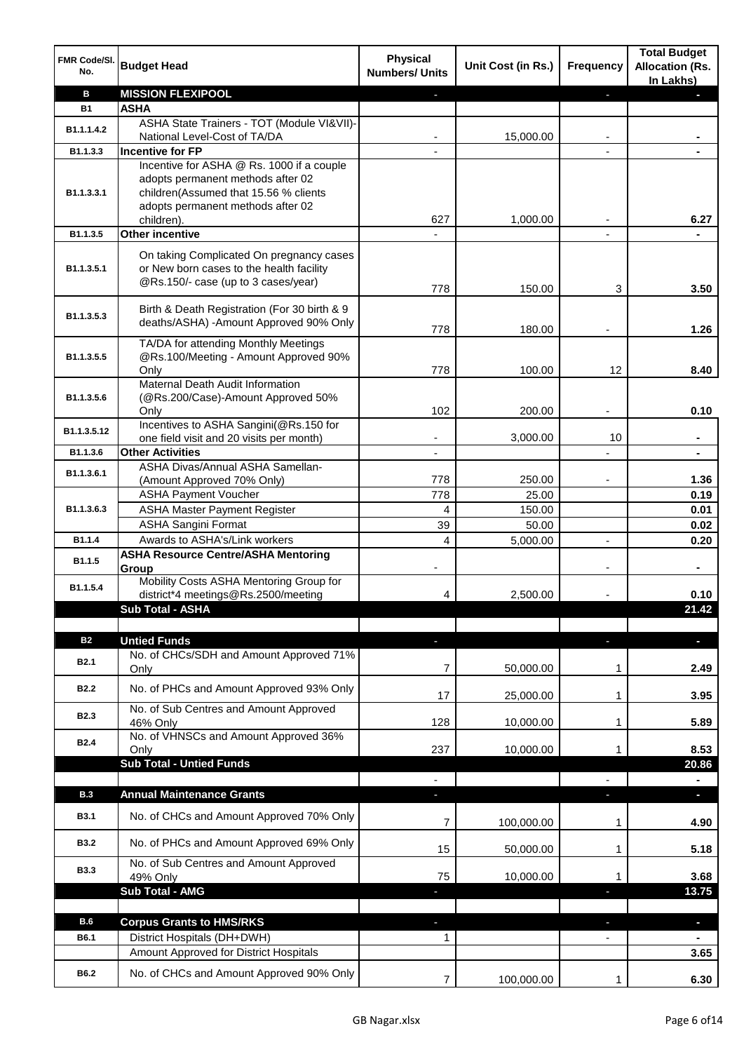| FMR Code/Sl. No. | Budget Head | Physical Numbers/ Units | Unit Cost (in Rs.) | Frequency | Total Budget Allocation (Rs. In Lakhs) |
|---|---|---|---|---|---|
| B | MISSION FLEXIPOOL | - | | - | - |
| B1 | ASHA | | | | |
| B1.1.1.4.2 | ASHA State Trainers - TOT (Module VI&VII)-National Level-Cost of TA/DA | - | 15,000.00 | - | - |
| B1.1.3.3 | Incentive for FP | - | | - | - |
| B1.1.3.3.1 | Incentive for ASHA @ Rs. 1000 if a couple adopts permanent methods after 02 children(Assumed that 15.56 % clients adopts permanent methods after 02 children). | 627 | 1,000.00 | - | 6.27 |
| B1.1.3.5 | Other incentive | - | | - | - |
| B1.1.3.5.1 | On taking Complicated On pregnancy cases or New born cases to the health facility @Rs.150/- case (up to 3 cases/year) | 778 | 150.00 | 3 | 3.50 |
| B1.1.3.5.3 | Birth & Death Registration (For 30 birth & 9 deaths/ASHA) -Amount Approved 90% Only | 778 | 180.00 | - | 1.26 |
| B1.1.3.5.5 | TA/DA for attending Monthly Meetings @Rs.100/Meeting - Amount Approved 90% Only | 778 | 100.00 | 12 | 8.40 |
| B1.1.3.5.6 | Maternal Death Audit Information (@Rs.200/Case)-Amount Approved 50% Only | 102 | 200.00 | - | 0.10 |
| B1.1.3.5.12 | Incentives to ASHA Sangini(@Rs.150 for one field visit and 20 visits per month) | - | 3,000.00 | 10 | - |
| B1.1.3.6 | Other Activities | - | | - | - |
| B1.1.3.6.1 | ASHA Divas/Annual ASHA Samellan-(Amount Approved 70% Only) | 778 | 250.00 | - | 1.36 |
| B1.1.3.6.3 | ASHA Payment Voucher | 778 | 25.00 | | 0.19 |
| | ASHA Master Payment Register | 4 | 150.00 | | 0.01 |
| | ASHA Sangini Format | 39 | 50.00 | | 0.02 |
| B1.1.4 | Awards to ASHA's/Link workers | 4 | 5,000.00 | - | 0.20 |
| B1.1.5 | ASHA Resource Centre/ASHA Mentoring Group | - | | - | - |
| B1.1.5.4 | Mobility Costs ASHA Mentoring Group for district*4 meetings@Rs.2500/meeting | 4 | 2,500.00 | - | 0.10 |
| | Sub Total - ASHA | | | | 21.42 |
| | | | | | |
| B2 | Untied Funds | - | | - | - |
| B2.1 | No. of CHCs/SDH and Amount Approved 71% Only | 7 | 50,000.00 | 1 | 2.49 |
| B2.2 | No. of PHCs and Amount Approved 93% Only | 17 | 25,000.00 | 1 | 3.95 |
| B2.3 | No. of Sub Centres and Amount Approved 46% Only | 128 | 10,000.00 | 1 | 5.89 |
| B2.4 | No. of VHNSCs and Amount Approved 36% Only | 237 | 10,000.00 | 1 | 8.53 |
| | Sub Total - Untied Funds | | | | 20.86 |
| | | - | | - | - |
| B.3 | Annual Maintenance Grants | - | | - | - |
| B3.1 | No. of CHCs and Amount Approved 70% Only | 7 | 100,000.00 | 1 | 4.90 |
| B3.2 | No. of PHCs and Amount Approved 69% Only | 15 | 50,000.00 | 1 | 5.18 |
| B3.3 | No. of Sub Centres and Amount Approved 49% Only | 75 | 10,000.00 | 1 | 3.68 |
| | Sub Total - AMG | - | | - | 13.75 |
| | | | | | |
| B.6 | Corpus Grants to HMS/RKS | - | | - | - |
| B6.1 | District Hospitals (DH+DWH) | 1 | | - | - |
| | Amount Approved for District Hospitals | | | | 3.65 |
| B6.2 | No. of CHCs and Amount Approved 90% Only | 7 | 100,000.00 | 1 | 6.30 |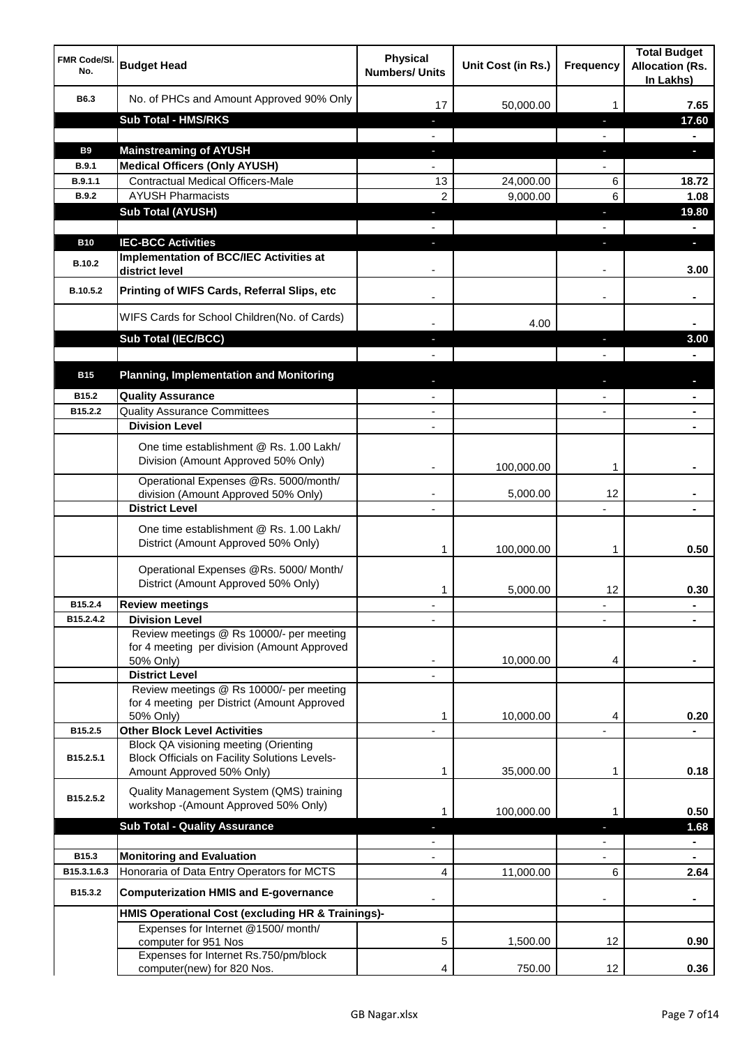| FMR Code/Sl. No. | Budget Head | Physical Numbers/ Units | Unit Cost (in Rs.) | Frequency | Total Budget Allocation (Rs. In Lakhs) |
|---|---|---|---|---|---|
| B6.3 | No. of PHCs and Amount Approved 90% Only | 17 | 50,000.00 | 1 | 7.65 |
| | **Sub Total - HMS/RKS** | - | | - | **17.60** |
| | | - | | - | - |
| **B9** | **Mainstreaming of AYUSH** | - | | - | - |
| B.9.1 | **Medical Officers (Only AYUSH)** | - | | - | |
| B.9.1.1 | Contractual Medical Officers-Male | 13 | 24,000.00 | 6 | 18.72 |
| B.9.2 | AYUSH Pharmacists | 2 | 9,000.00 | 6 | 1.08 |
| | **Sub Total (AYUSH)** | - | | - | **19.80** |
| | | - | | - | - |
| **B10** | **IEC-BCC Activities** | - | | - | - |
| B.10.2 | **Implementation of BCC/IEC Activities at district level** | - | | - | 3.00 |
| B.10.5.2 | **Printing of WIFS Cards, Referral Slips, etc** | - | | - | - |
| | WIFS Cards for School Children(No. of Cards) | - | 4.00 | | - |
| | **Sub Total (IEC/BCC)** | - | | - | **3.00** |
| | | - | | - | - |
| **B15** | **Planning, Implementation and Monitoring** | - | | - | - |
| B15.2 | **Quality Assurance** | - | | - | - |
| B15.2.2 | Quality Assurance Committees | - | | - | - |
| | **Division Level** | - | | | - |
| | One time establishment @ Rs. 1.00 Lakh/ Division (Amount Approved 50% Only) | - | 100,000.00 | 1 | - |
| | Operational Expenses @Rs. 5000/month/ division (Amount Approved 50% Only) | - | 5,000.00 | 12 | - |
| | **District Level** | - | | - | - |
| | One time establishment @ Rs. 1.00 Lakh/ District (Amount Approved 50% Only) | 1 | 100,000.00 | 1 | 0.50 |
| | Operational Expenses @Rs. 5000/ Month/ District (Amount Approved 50% Only) | 1 | 5,000.00 | 12 | 0.30 |
| B15.2.4 | **Review meetings** | - | | - | - |
| B15.2.4.2 | **Division Level** | - | | - | - |
| | Review meetings @ Rs 10000/- per meeting for 4 meeting per division (Amount Approved 50% Only) | - | 10,000.00 | 4 | - |
| | **District Level** | - | | | |
| | Review meetings @ Rs 10000/- per meeting for 4 meeting per District (Amount Approved 50% Only) | 1 | 10,000.00 | 4 | 0.20 |
| B15.2.5 | **Other Block Level Activities** | - | | - | - |
| B15.2.5.1 | Block QA visioning meeting (Orienting Block Officials on Facility Solutions Levels-Amount Approved 50% Only) | 1 | 35,000.00 | 1 | 0.18 |
| B15.2.5.2 | Quality Management System (QMS) training workshop -(Amount Approved 50% Only) | 1 | 100,000.00 | 1 | 0.50 |
| | **Sub Total - Quality Assurance** | - | | - | **1.68** |
| | | - | | - | - |
| B15.3 | **Monitoring and Evaluation** | - | | - | - |
| B15.3.1.6.3 | Honoraria of Data Entry Operators for MCTS | 4 | 11,000.00 | 6 | 2.64 |
| B15.3.2 | **Computerization HMIS and E-governance** | - | | - | - |
| | **HMIS Operational Cost (excluding HR & Trainings)-** | | | | |
| | Expenses for Internet @1500/ month/ computer for 951 Nos | 5 | 1,500.00 | 12 | 0.90 |
| | Expenses for Internet Rs.750/pm/block computer(new) for 820 Nos. | 4 | 750.00 | 12 | 0.36 |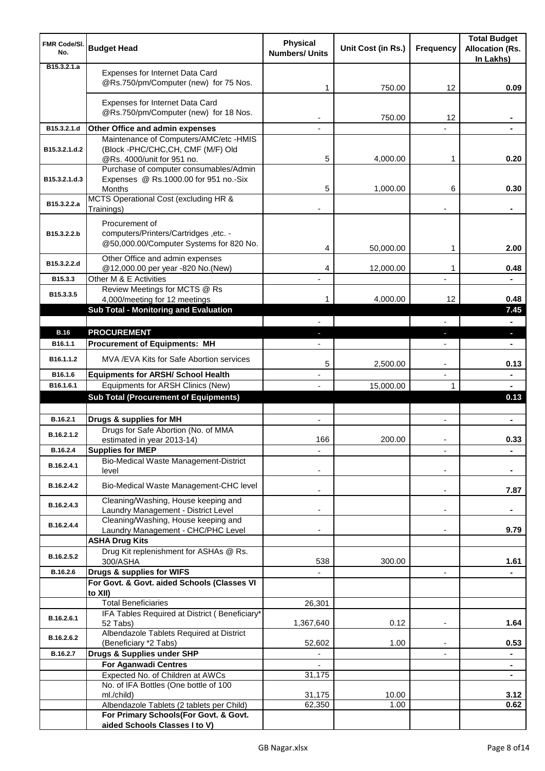| FMR Code/Sl. No. | Budget Head | Physical Numbers/ Units | Unit Cost (in Rs.) | Frequency | Total Budget Allocation (Rs. In Lakhs) |
|---|---|---|---|---|---|
| B15.3.2.1.a | Expenses for Internet Data Card @Rs.750/pm/Computer (new) for 75 Nos. | 1 | 750.00 | 12 | 0.09 |
| | Expenses for Internet Data Card @Rs.750/pm/Computer (new) for 18 Nos. | - | 750.00 | 12 | - |
| B15.3.2.1.d | **Other Office and admin expenses** | - | | - | - |
| B15.3.2.1.d.2 | Maintenance of Computers/AMC/etc -HMIS (Block -PHC/CHC,CH, CMF (M/F) Old @Rs. 4000/unit for 951 no. | 5 | 4,000.00 | 1 | 0.20 |
| B15.3.2.1.d.3 | Purchase of computer consumables/Admin Expenses @ Rs.1000.00 for 951 no.-Six Months | 5 | 1,000.00 | 6 | 0.30 |
| B15.3.2.2.a | MCTS Operational Cost (excluding HR & Trainings) | - | | - | - |
| B15.3.2.2.b | Procurement of computers/Printers/Cartridges ,etc. - @50,000.00/Computer Systems for 820 No. | 4 | 50,000.00 | 1 | 2.00 |
| B15.3.2.2.d | Other Office and admin expenses @12,000.00 per year -820 No.(New) | 4 | 12,000.00 | 1 | 0.48 |
| B15.3.3 | Other M & E Activities | - | | - | - |
| B15.3.3.5 | Review Meetings for MCTS @ Rs 4,000/meeting for 12 meetings | 1 | 4,000.00 | 12 | 0.48 |
| | **Sub Total - Monitoring and Evaluation** | | | | **7.45** |
| | | - | | - | - |
| **B.16** | **PROCUREMENT** | - | | - | - |
| B16.1.1 | **Procurement of Equipments: MH** | - | | - | - |
| B16.1.1.2 | MVA /EVA Kits for Safe Abortion services | 5 | 2,500.00 | - | 0.13 |
| B16.1.6 | **Equipments for ARSH/ School Health** | - | | - | - |
| B16.1.6.1 | Equipments for ARSH Clinics (New) | - | 15,000.00 | 1 | - |
| | **Sub Total (Procurement of Equipments)** | | | | **0.13** |
| | | | | | |
| B.16.2.1 | **Drugs & supplies for MH** | - | | - | - |
| B.16.2.1.2 | Drugs for Safe Abortion (No. of MMA estimated in year 2013-14) | 166 | 200.00 | - | 0.33 |
| B.16.2.4 | **Supplies for IMEP** | - | | - | - |
| B.16.2.4.1 | Bio-Medical Waste Management-District level | - | | - | - |
| B.16.2.4.2 | Bio-Medical Waste Management-CHC level | - | | - | 7.87 |
| B.16.2.4.3 | Cleaning/Washing, House keeping and Laundry Management - District Level | - | | - | - |
| B.16.2.4.4 | Cleaning/Washing, House keeping and Laundry Management - CHC/PHC Level | - | | - | 9.79 |
| | **ASHA Drug Kits** | | | | |
| B.16.2.5.2 | Drug Kit replenishment for ASHAs @ Rs. 300/ASHA | 538 | 300.00 | | 1.61 |
| B.16.2.6 | **Drugs & supplies for WIFS** | - | | - | - |
| | **For Govt. & Govt. aided Schools (Classes VI to XII)** | | | | |
| | Total Beneficiaries | 26,301 | | | |
| B.16.2.6.1 | IFA Tables Required at District ( Beneficiary* 52 Tabs) | 1,367,640 | 0.12 | - | 1.64 |
| B.16.2.6.2 | Albendazole Tablets Required at District (Beneficiary *2 Tabs) | 52,602 | 1.00 | - | 0.53 |
| B.16.2.7 | **Drugs & Supplies under SHP** | - | | - | - |
| | **For Aganwadi Centres** | - | | | - |
| | Expected No. of Children at AWCs | 31,175 | | | - |
| | No. of IFA Bottles (One bottle of 100 ml./child) | 31,175 | 10.00 | | 3.12 |
| | Albendazole Tablets (2 tablets per Child) | 62,350 | 1.00 | | 0.62 |
| | **For Primary Schools(For Govt. & Govt. aided Schools Classes I to V)** | | | | |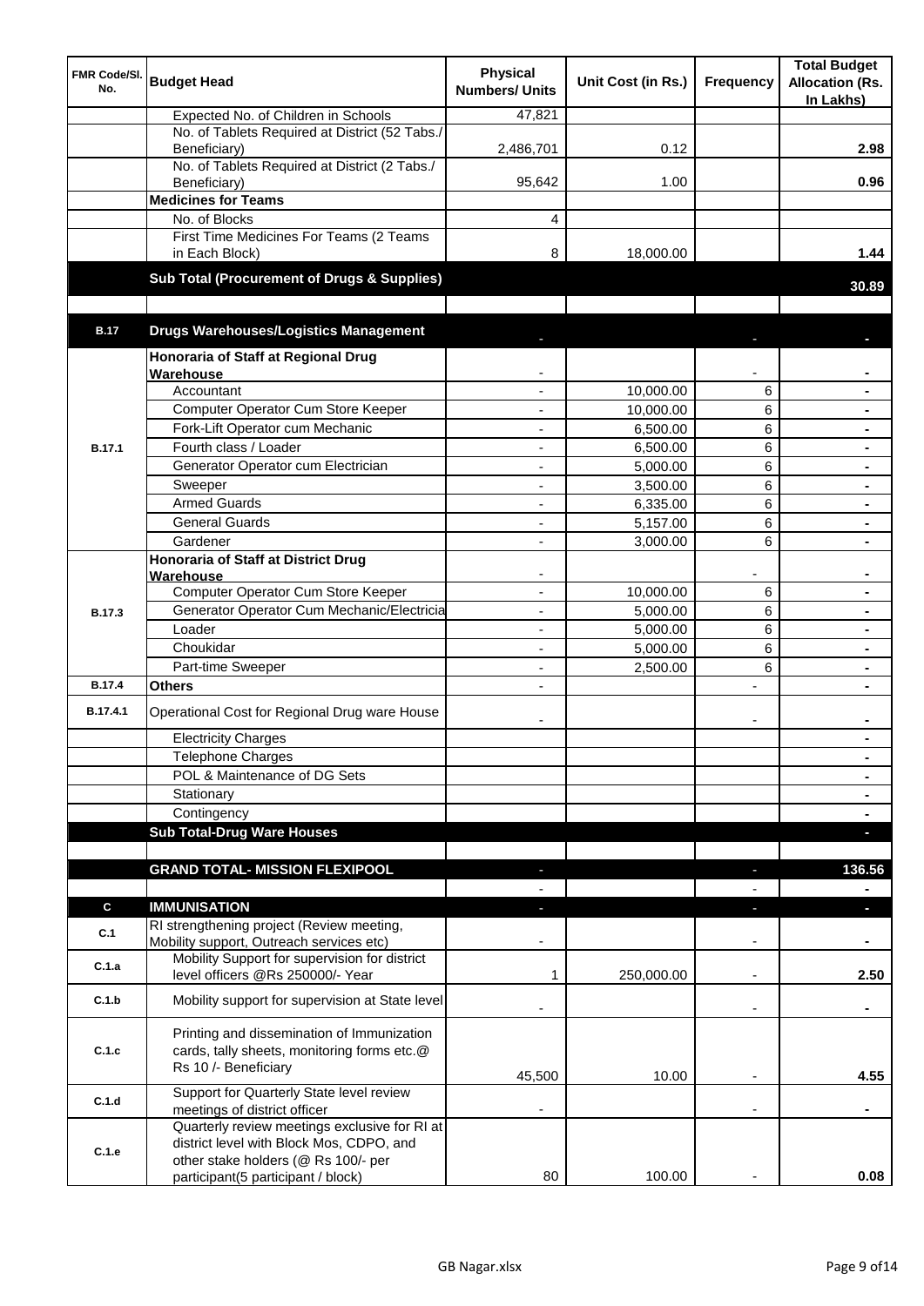| FMR Code/Sl. No. | Budget Head | Physical Numbers/ Units | Unit Cost (in Rs.) | Frequency | Total Budget Allocation (Rs. In Lakhs) |
|---|---|---|---|---|---|
| | Expected No. of Children in Schools | 47,821 | | | |
| | No. of Tablets Required at District (52 Tabs./ Beneficiary) | 2,486,701 | 0.12 | | 2.98 |
| | No. of Tablets Required at District (2 Tabs./ Beneficiary) | 95,642 | 1.00 | | 0.96 |
| | **Medicines for Teams** | | | | |
| | No. of Blocks | 4 | | | |
| | First Time Medicines For Teams (2 Teams in Each Block) | 8 | 18,000.00 | | 1.44 |
| | **Sub Total (Procurement of Drugs & Supplies)** | | | | **30.89** |
| | | | | | |
| **B.17** | **Drugs Warehouses/Logistics Management** | - | | - | - |
| B.17.1 | **Honoraria of Staff at Regional Drug Warehouse** | - | | - | - |
| | Accountant | - | 10,000.00 | 6 | - |
| | Computer Operator Cum Store Keeper | - | 10,000.00 | 6 | - |
| | Fork-Lift Operator cum Mechanic | - | 6,500.00 | 6 | - |
| | Fourth class / Loader | - | 6,500.00 | 6 | - |
| | Generator Operator cum Electrician | - | 5,000.00 | 6 | - |
| | Sweeper | - | 3,500.00 | 6 | - |
| | Armed Guards | - | 6,335.00 | 6 | - |
| | General Guards | - | 5,157.00 | 6 | - |
| | Gardener | - | 3,000.00 | 6 | - |
| B.17.3 | **Honoraria of Staff at District Drug Warehouse** | - | | - | - |
| | Computer Operator Cum Store Keeper | - | 10,000.00 | 6 | - |
| | Generator Operator Cum Mechanic/Electricia | - | 5,000.00 | 6 | - |
| | Loader | - | 5,000.00 | 6 | - |
| | Choukidar | - | 5,000.00 | 6 | - |
| | Part-time Sweeper | - | 2,500.00 | 6 | - |
| B.17.4 | **Others** | - | | - | - |
| B.17.4.1 | Operational Cost for Regional Drug ware House | - | | - | - |
| | Electricity Charges | | | | - |
| | Telephone Charges | | | | - |
| | POL & Maintenance of DG Sets | | | | - |
| | Stationary | | | | - |
| | Contingency | | | | - |
| | **Sub Total-Drug Ware Houses** | | | | - |
| | | | | | |
| | **GRAND TOTAL- MISSION FLEXIPOOL** | - | | - | **136.56** |
| | | - | | - | - |
| **C** | **IMMUNISATION** | - | | - | - |
| C.1 | RI strengthening project (Review meeting, Mobility support, Outreach services etc) | - | | - | - |
| C.1.a | Mobility Support for supervision for district level officers @Rs 250000/- Year | 1 | 250,000.00 | - | 2.50 |
| C.1.b | Mobility support for supervision at State level | - | | - | - |
| C.1.c | Printing and dissemination of Immunization cards, tally sheets, monitoring forms etc.@ Rs 10 /- Beneficiary | 45,500 | 10.00 | - | 4.55 |
| C.1.d | Support for Quarterly State level review meetings of district officer | - | | - | - |
| C.1.e | Quarterly review meetings exclusive for RI at district level with Block Mos, CDPO, and other stake holders (@ Rs 100/- per participant(5 participant / block) | 80 | 100.00 | - | 0.08 |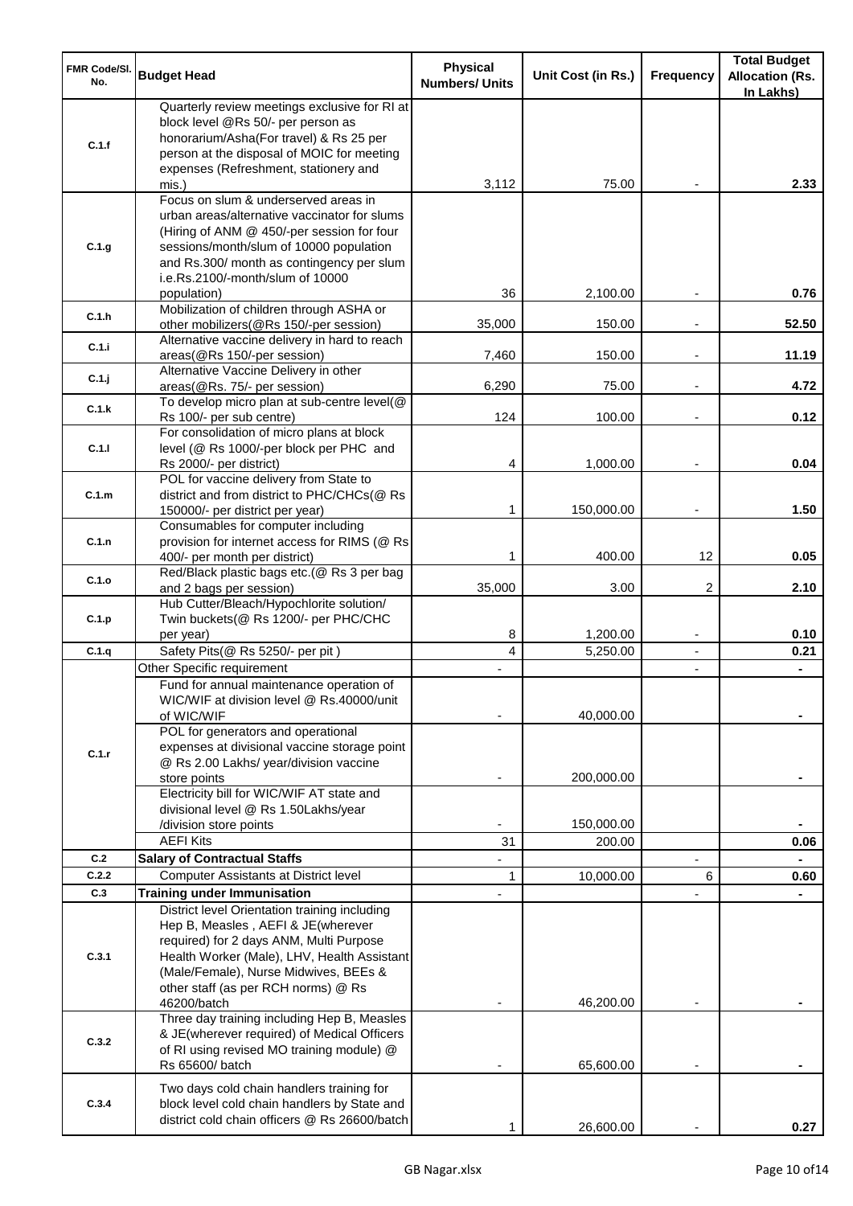| FMR Code/Sl. No. | Budget Head | Physical Numbers/ Units | Unit Cost (in Rs.) | Frequency | Total Budget Allocation (Rs. In Lakhs) |
|---|---|---|---|---|---|
| C.1.f | Quarterly review meetings exclusive for RI at block level @Rs 50/- per person as honorarium/Asha(For travel) & Rs 25 per person at the disposal of MOIC for meeting expenses (Refreshment, stationery and mis.) | 3,112 | 75.00 | - | **2.33** |
| C.1.g | Focus on slum & underserved areas in urban areas/alternative vaccinator for slums (Hiring of ANM @ 450/-per session for four sessions/month/slum of 10000 population and Rs.300/ month as contingency per slum i.e.Rs.2100/-month/slum of 10000 population) | 36 | 2,100.00 | - | **0.76** |
| C.1.h | Mobilization of children through ASHA or other mobilizers(@Rs 150/-per session) | 35,000 | 150.00 | - | **52.50** |
| C.1.i | Alternative vaccine delivery in hard to reach areas(@Rs 150/-per session) | 7,460 | 150.00 | - | **11.19** |
| C.1.j | Alternative Vaccine Delivery in other areas(@Rs. 75/- per session) | 6,290 | 75.00 | - | **4.72** |
| C.1.k | To develop micro plan at sub-centre level(@ Rs 100/- per sub centre) | 124 | 100.00 | - | **0.12** |
| C.1.l | For consolidation of micro plans at block level (@ Rs 1000/-per block per PHC and Rs 2000/- per district) | 4 | 1,000.00 | - | **0.04** |
| C.1.m | POL for vaccine delivery from State to district and from district to PHC/CHCs(@ Rs 150000/- per district per year) | 1 | 150,000.00 | - | **1.50** |
| C.1.n | Consumables for computer including provision for internet access for RIMS (@ Rs 400/- per month per district) | 1 | 400.00 | 12 | **0.05** |
| C.1.o | Red/Black plastic bags etc.(@ Rs 3 per bag and 2 bags per session) | 35,000 | 3.00 | 2 | **2.10** |
| C.1.p | Hub Cutter/Bleach/Hypochlorite solution/ Twin buckets(@ Rs 1200/- per PHC/CHC per year) | 8 | 1,200.00 | - | **0.10** |
| C.1.q | Safety Pits(@ Rs 5250/- per pit ) | 4 | 5,250.00 | - | **0.21** |
| C.1.r | Other Specific requirement | - | | - | **-** |
| | Fund for annual maintenance operation of WIC/WIF at division level @ Rs.40000/unit of WIC/WIF | - | 40,000.00 | | **-** |
| | POL for generators and operational expenses at divisional vaccine storage point @ Rs 2.00 Lakhs/ year/division vaccine store points | - | 200,000.00 | | **-** |
| | Electricity bill for WIC/WIF AT state and divisional level @ Rs 1.50Lakhs/year /division store points | - | 150,000.00 | | **-** |
| | AEFI Kits | 31 | 200.00 | | **0.06** |
| **C.2** | **Salary of Contractual Staffs** | - | | - | **-** |
| **C.2.2** | Computer Assistants at District level | 1 | 10,000.00 | 6 | **0.60** |
| **C.3** | **Training under Immunisation** | - | | - | **-** |
| C.3.1 | District level Orientation training including Hep B, Measles , AEFI & JE(wherever required) for 2 days ANM, Multi Purpose Health Worker (Male), LHV, Health Assistant (Male/Female), Nurse Midwives, BEEs & other staff (as per RCH norms) @ Rs 46200/batch | - | 46,200.00 | - | **-** |
| C.3.2 | Three day training including Hep B, Measles & JE(wherever required) of Medical Officers of RI using revised MO training module) @ Rs 65600/ batch | - | 65,600.00 | - | **-** |
| C.3.4 | Two days cold chain handlers training for block level cold chain handlers by State and district cold chain officers @ Rs 26600/batch | 1 | 26,600.00 | - | **0.27** |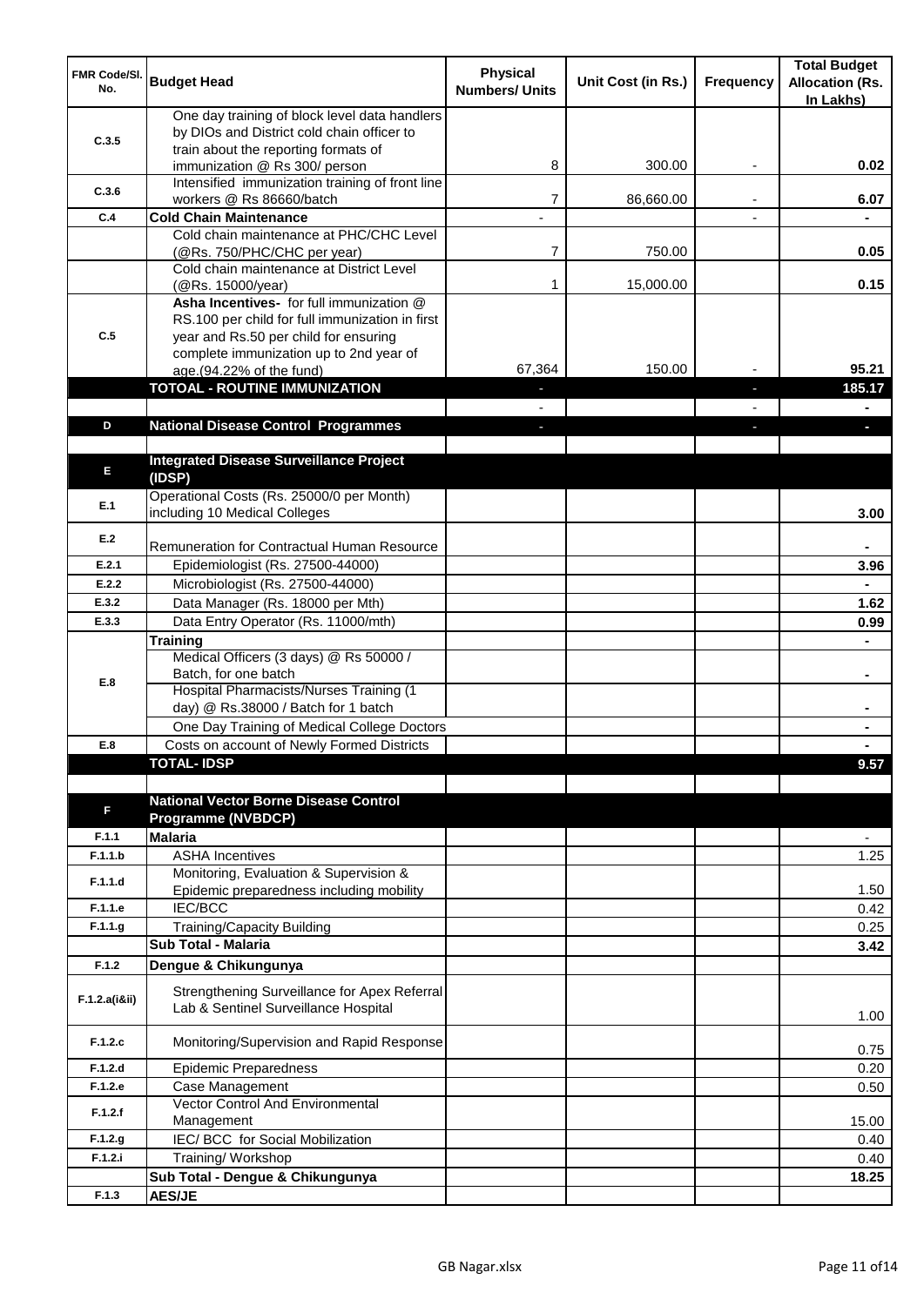| FMR Code/Sl. No. | Budget Head | Physical Numbers/ Units | Unit Cost (in Rs.) | Frequency | Total Budget Allocation (Rs. In Lakhs) |
|---|---|---|---|---|---|
| C.3.5 | One day training of block level data handlers by DIOs and District cold chain officer to train about the reporting formats of immunization @ Rs 300/ person | 8 | 300.00 | - | 0.02 |
| C.3.6 | Intensified immunization training of front line workers @ Rs 86660/batch | 7 | 86,660.00 | - | 6.07 |
| C.4 | **Cold Chain Maintenance** | - | | - | - |
| | Cold chain maintenance at PHC/CHC Level (@Rs. 750/PHC/CHC per year) | 7 | 750.00 | | 0.05 |
| | Cold chain maintenance at District Level (@Rs. 15000/year) | 1 | 15,000.00 | | 0.15 |
| C.5 | **Asha Incentives-** for full immunization @ RS.100 per child for full immunization in first year and Rs.50 per child for ensuring complete immunization up to 2nd year of age.(94.22% of the fund) | 67,364 | 150.00 | - | 95.21 |
| | **TOTOAL - ROUTINE IMMUNIZATION** | - | | - | **185.17** |
| | | - | | - | - |
| **D** | **National Disease Control Programmes** | - | | - | - |
| | | | | | |
| **E** | **Integrated Disease Surveillance Project (IDSP)** | | | | |
| E.1 | Operational Costs (Rs. 25000/0 per Month) including 10 Medical Colleges | | | | 3.00 |
| E.2 | Remuneration for Contractual Human Resource | | | | - |
| E.2.1 | Epidemiologist (Rs. 27500-44000) | | | | 3.96 |
| E.2.2 | Microbiologist (Rs. 27500-44000) | | | | - |
| E.3.2 | Data Manager (Rs. 18000 per Mth) | | | | 1.62 |
| E.3.3 | Data Entry Operator (Rs. 11000/mth) | | | | 0.99 |
| E.8 | **Training** | | | | - |
| | Medical Officers (3 days) @ Rs 50000 / Batch, for one batch | | | | - |
| | Hospital Pharmacists/Nurses Training (1 day) @ Rs.38000 / Batch for 1 batch | | | | - |
| | One Day Training of Medical College Doctors | | | | - |
| E.8 | Costs on account of Newly Formed Districts | | | | - |
| | **TOTAL- IDSP** | | | | **9.57** |
| | | | | | |
| **F** | **National Vector Borne Disease Control Programme (NVBDCP)** | | | | |
| F.1.1 | **Malaria** | | | | - |
| F.1.1.b | ASHA Incentives | | | | 1.25 |
| F.1.1.d | Monitoring, Evaluation & Supervision & Epidemic preparedness including mobility | | | | 1.50 |
| F.1.1.e | IEC/BCC | | | | 0.42 |
| F.1.1.g | Training/Capacity Building | | | | 0.25 |
| | **Sub Total - Malaria** | | | | **3.42** |
| F.1.2 | **Dengue & Chikungunya** | | | | |
| F.1.2.a(i&ii) | Strengthening Surveillance for Apex Referral Lab & Sentinel Surveillance Hospital | | | | 1.00 |
| F.1.2.c | Monitoring/Supervision and Rapid Response | | | | 0.75 |
| F.1.2.d | Epidemic Preparedness | | | | 0.20 |
| F.1.2.e | Case Management | | | | 0.50 |
| F.1.2.f | Vector Control And Environmental Management | | | | 15.00 |
| F.1.2.g | IEC/ BCC for Social Mobilization | | | | 0.40 |
| F.1.2.i | Training/ Workshop | | | | 0.40 |
| | **Sub Total - Dengue & Chikungunya** | | | | **18.25** |
| F.1.3 | **AES/JE** | | | | |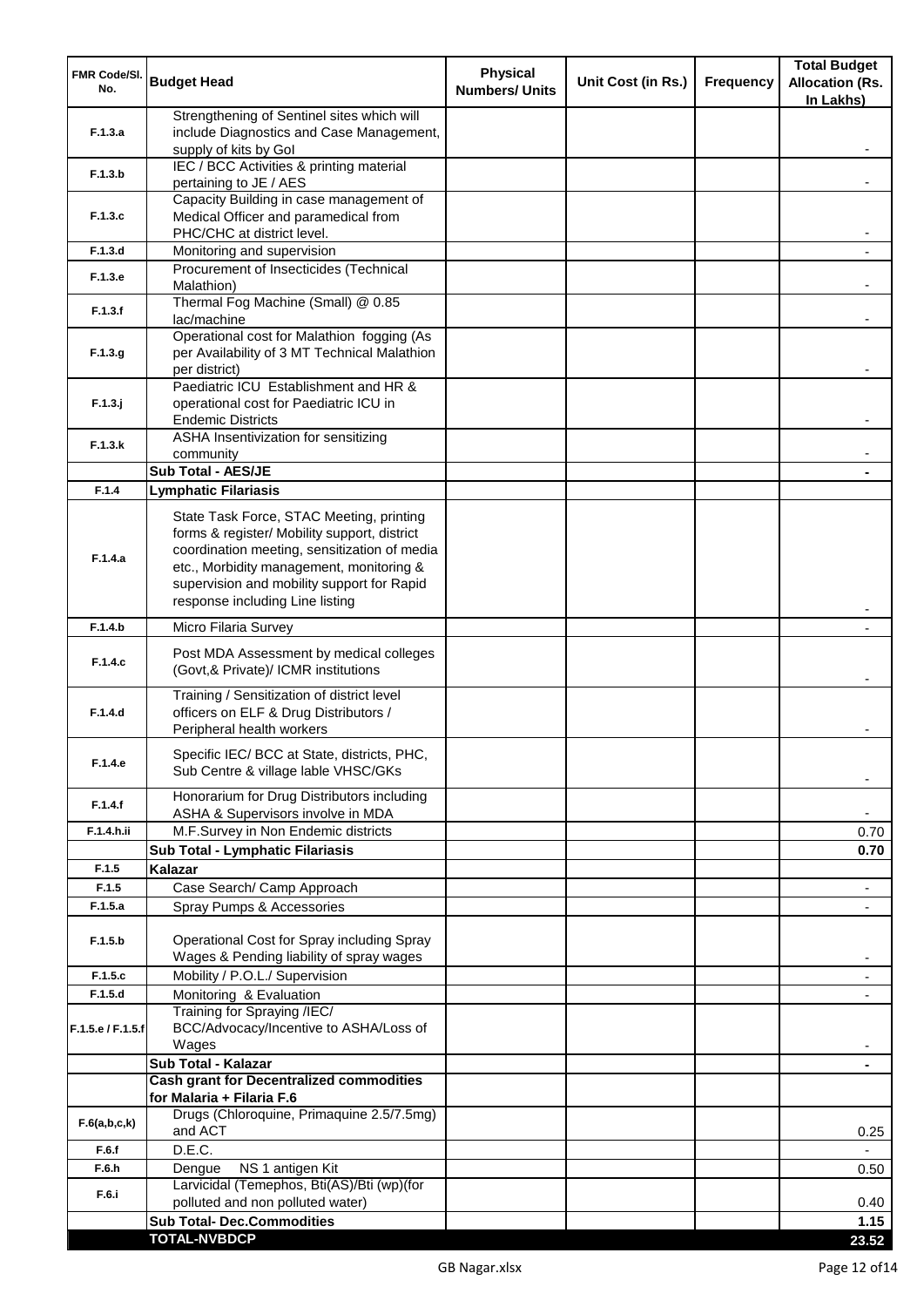| FMR Code/Sl. No. | Budget Head | Physical Numbers/ Units | Unit Cost (in Rs.) | Frequency | Total Budget Allocation (Rs. In Lakhs) |
|---|---|---|---|---|---|
| F.1.3.a | Strengthening of Sentinel sites which will include Diagnostics and Case Management, supply of kits by GoI | | | | - |
| F.1.3.b | IEC / BCC Activities & printing material pertaining to JE / AES | | | | - |
| F.1.3.c | Capacity Building in case management of Medical Officer and paramedical from PHC/CHC at district level. | | | | - |
| F.1.3.d | Monitoring and supervision | | | | - |
| F.1.3.e | Procurement of Insecticides (Technical Malathion) | | | | - |
| F.1.3.f | Thermal Fog Machine (Small) @ 0.85 lac/machine | | | | - |
| F.1.3.g | Operational cost for Malathion fogging (As per Availability of 3 MT Technical Malathion per district) | | | | - |
| F.1.3.j | Paediatric ICU Establishment and HR & operational cost for Paediatric ICU in Endemic Districts | | | | - |
| F.1.3.k | ASHA Insentivization for sensitizing community | | | | - |
| | **Sub Total - AES/JE** | | | | **-** |
| F.1.4 | **Lymphatic Filariasis** | | | | |
| F.1.4.a | State Task Force, STAC Meeting, printing forms & register/ Mobility support, district coordination meeting, sensitization of media etc., Morbidity management, monitoring & supervision and mobility support for Rapid response including Line listing | | | | - |
| F.1.4.b | Micro Filaria Survey | | | | - |
| F.1.4.c | Post MDA Assessment by medical colleges (Govt,& Private)/ ICMR institutions | | | | - |
| F.1.4.d | Training / Sensitization of district level officers on ELF & Drug Distributors / Peripheral health workers | | | | - |
| F.1.4.e | Specific IEC/ BCC at State, districts, PHC, Sub Centre & village lable VHSC/GKs | | | | - |
| F.1.4.f | Honorarium for Drug Distributors including ASHA & Supervisors involve in MDA | | | | - |
| F.1.4.h.ii | M.F.Survey in Non Endemic districts | | | | 0.70 |
| | **Sub Total - Lymphatic Filariasis** | | | | **0.70** |
| F.1.5 | **Kalazar** | | | | |
| F.1.5 | Case Search/ Camp Approach | | | | - |
| F.1.5.a | Spray Pumps & Accessories | | | | - |
| F.1.5.b | Operational Cost for Spray including Spray Wages & Pending liability of spray wages | | | | - |
| F.1.5.c | Mobility / P.O.L./ Supervision | | | | - |
| F.1.5.d | Monitoring & Evaluation | | | | - |
| F.1.5.e / F.1.5.f | Training for Spraying /IEC/ BCC/Advocacy/Incentive to ASHA/Loss of Wages | | | | - |
| | **Sub Total - Kalazar** | | | | **-** |
| | **Cash grant for Decentralized commodities for Malaria + Filaria F.6** | | | | |
| F.6(a,b,c,k) | Drugs (Chloroquine, Primaquine 2.5/7.5mg) and ACT | | | | 0.25 |
| F.6.f | D.E.C. | | | | - |
| F.6.h | Dengue NS 1 antigen Kit | | | | 0.50 |
| F.6.i | Larvicidal (Temephos, Bti(AS)/Bti (wp)(for polluted and non polluted water) | | | | 0.40 |
| | **Sub Total- Dec.Commodities** | | | | **1.15** |
| | **TOTAL-NVBDCP** | | | | **23.52** |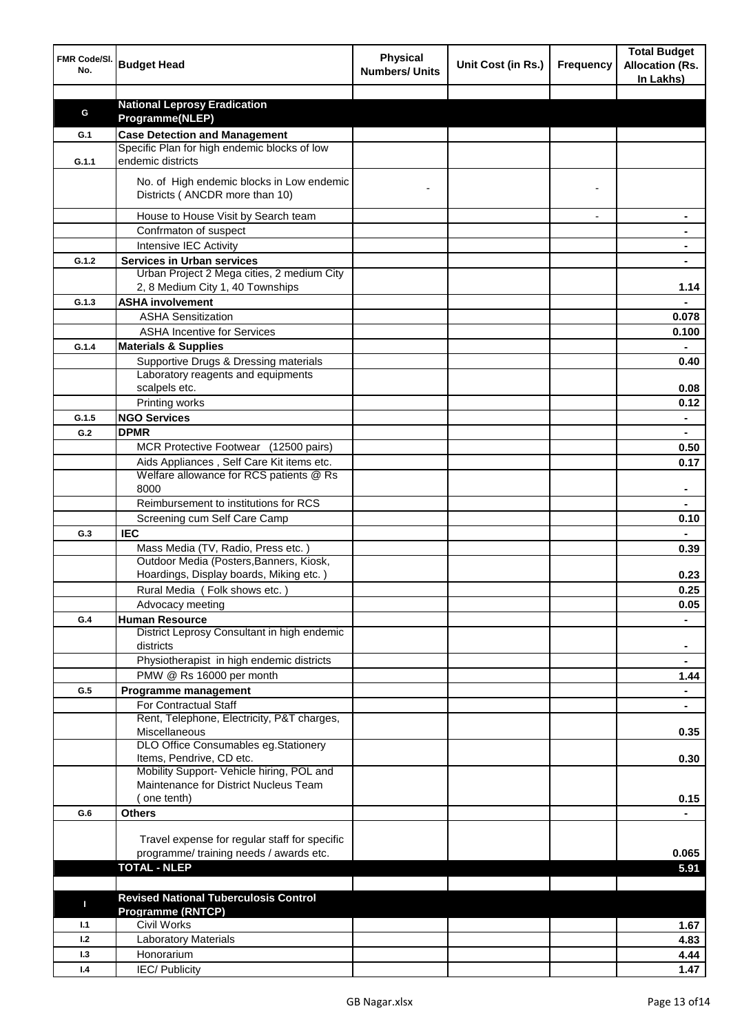| FMR Code/Sl. No. | Budget Head | Physical Numbers/ Units | Unit Cost (in Rs.) | Frequency | Total Budget Allocation (Rs. In Lakhs) |
|---|---|---|---|---|---|
| | | | | | |
| **G** | **National Leprosy Eradication Programme(NLEP)** | | | | |
| **G.1** | **Case Detection and Management** | | | | |
| **G.1.1** | Specific Plan for high endemic blocks of low endemic districts | | | | |
| | No. of High endemic blocks in Low endemic Districts ( ANCDR more than 10) | - | | - | |
| | House to House Visit by Search team | | | - | - |
| | Confrmaton of suspect | | | | - |
| | Intensive IEC Activity | | | | - |
| **G.1.2** | **Services in Urban services** | | | | - |
| | Urban Project 2 Mega cities, 2 medium City 2, 8 Medium City 1, 40 Townships | | | | 1.14 |
| **G.1.3** | **ASHA involvement** | | | | - |
| | ASHA Sensitization | | | | 0.078 |
| | ASHA Incentive for Services | | | | 0.100 |
| **G.1.4** | **Materials & Supplies** | | | | - |
| | Supportive Drugs & Dressing materials | | | | 0.40 |
| | Laboratory reagents and equipments scalpels etc. | | | | 0.08 |
| | Printing works | | | | 0.12 |
| **G.1.5** | **NGO Services** | | | | - |
| **G.2** | **DPMR** | | | | - |
| | MCR Protective Footwear (12500 pairs) | | | | 0.50 |
| | Aids Appliances , Self Care Kit items etc. | | | | 0.17 |
| | Welfare allowance for RCS patients @ Rs 8000 | | | | - |
| | Reimbursement to institutions for RCS | | | | - |
| | Screening cum Self Care Camp | | | | 0.10 |
| **G.3** | **IEC** | | | | - |
| | Mass Media (TV, Radio, Press etc. ) | | | | 0.39 |
| | Outdoor Media (Posters,Banners, Kiosk, Hoardings, Display boards, Miking etc. ) | | | | 0.23 |
| | Rural Media ( Folk shows etc. ) | | | | 0.25 |
| | Advocacy meeting | | | | 0.05 |
| **G.4** | **Human Resource** | | | | - |
| | District Leprosy Consultant in high endemic districts | | | | - |
| | Physiotherapist in high endemic districts | | | | - |
| | PMW @ Rs 16000 per month | | | | 1.44 |
| **G.5** | **Programme management** | | | | - |
| | For Contractual Staff | | | | - |
| | Rent, Telephone, Electricity, P&T charges, Miscellaneous | | | | 0.35 |
| | DLO Office Consumables eg.Stationery Items, Pendrive, CD etc. | | | | 0.30 |
| | Mobility Support- Vehicle hiring, POL and Maintenance for District Nucleus Team ( one tenth) | | | | 0.15 |
| **G.6** | **Others** | | | | - |
| | Travel expense for regular staff for specific programme/ training needs / awards etc. | | | | 0.065 |
| | **TOTAL - NLEP** | | | | **5.91** |
| | | | | | |
| **I** | **Revised National Tuberculosis Control Programme (RNTCP)** | | | | |
| **I.1** | Civil Works | | | | 1.67 |
| **I.2** | Laboratory Materials | | | | 4.83 |
| **I.3** | Honorarium | | | | 4.44 |
| **I.4** | IEC/ Publicity | | | | 1.47 |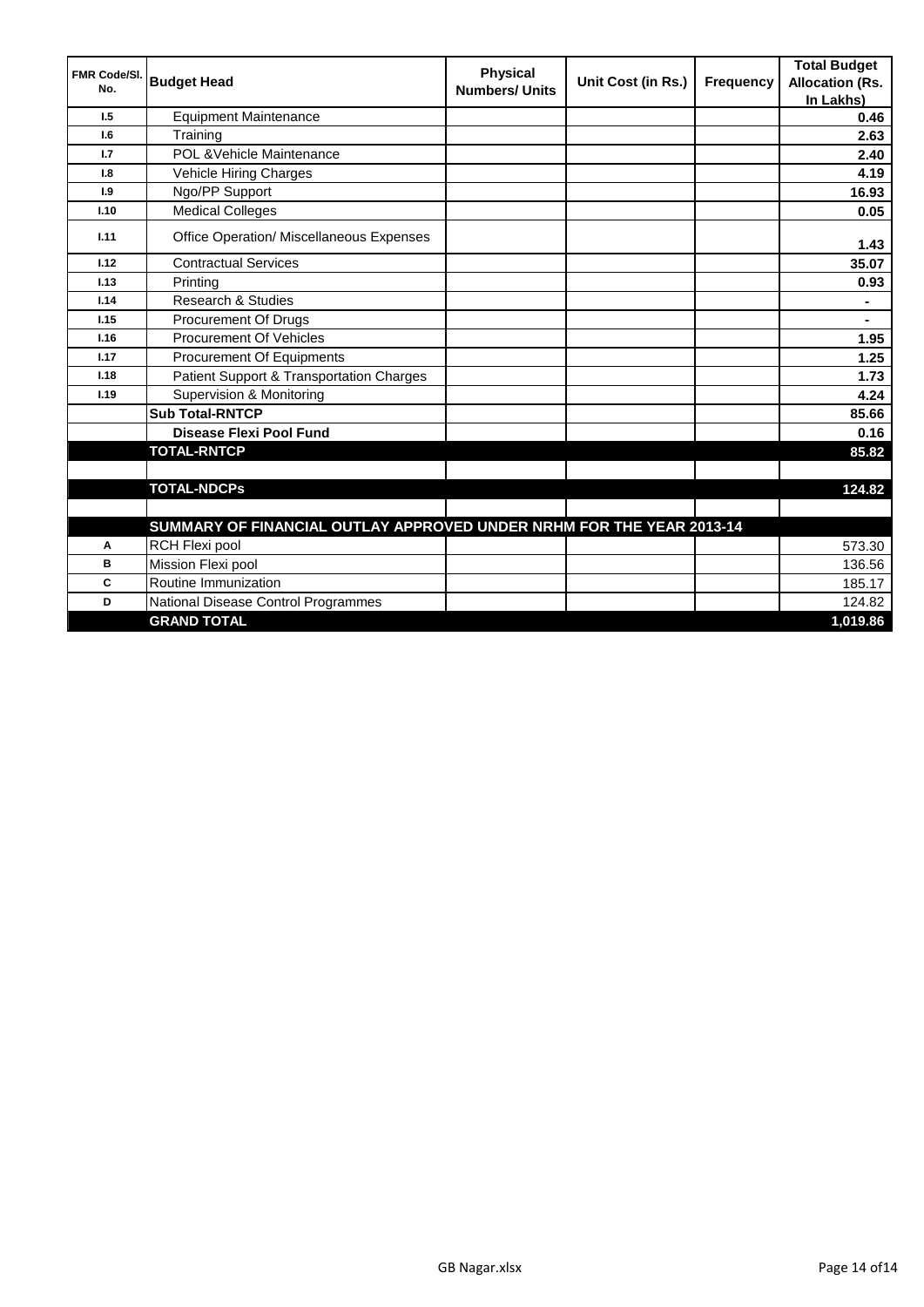| FMR Code/Sl. No. | Budget Head | Physical Numbers/ Units | Unit Cost (in Rs.) | Frequency | Total Budget Allocation (Rs. In Lakhs) |
|---|---|---|---|---|---|
| I.5 | Equipment Maintenance | | | | 0.46 |
| I.6 | Training | | | | 2.63 |
| I.7 | POL &Vehicle Maintenance | | | | 2.40 |
| I.8 | Vehicle Hiring Charges | | | | 4.19 |
| I.9 | Ngo/PP Support | | | | 16.93 |
| I.10 | Medical Colleges | | | | 0.05 |
| I.11 | Office Operation/ Miscellaneous Expenses | | | | 1.43 |
| I.12 | Contractual Services | | | | 35.07 |
| I.13 | Printing | | | | 0.93 |
| I.14 | Research & Studies | | | | - |
| I.15 | Procurement Of Drugs | | | | - |
| I.16 | Procurement Of Vehicles | | | | 1.95 |
| I.17 | Procurement Of Equipments | | | | 1.25 |
| I.18 | Patient Support & Transportation Charges | | | | 1.73 |
| I.19 | Supervision & Monitoring | | | | 4.24 |
| | **Sub Total-RNTCP** | | | | **85.66** |
| | **Disease Flexi Pool Fund** | | | | **0.16** |
| | **TOTAL-RNTCP** | | | | **85.82** |
| | | | | | |
| | **TOTAL-NDCPs** | | | | **124.82** |
| | | | | | |
| | **SUMMARY OF FINANCIAL OUTLAY APPROVED UNDER NRHM FOR THE YEAR 2013-14** | | | | |
| A | RCH Flexi pool | | | | 573.30 |
| B | Mission Flexi pool | | | | 136.56 |
| C | Routine Immunization | | | | 185.17 |
| D | National Disease Control Programmes | | | | 124.82 |
| | **GRAND TOTAL** | | | | **1,019.86** |